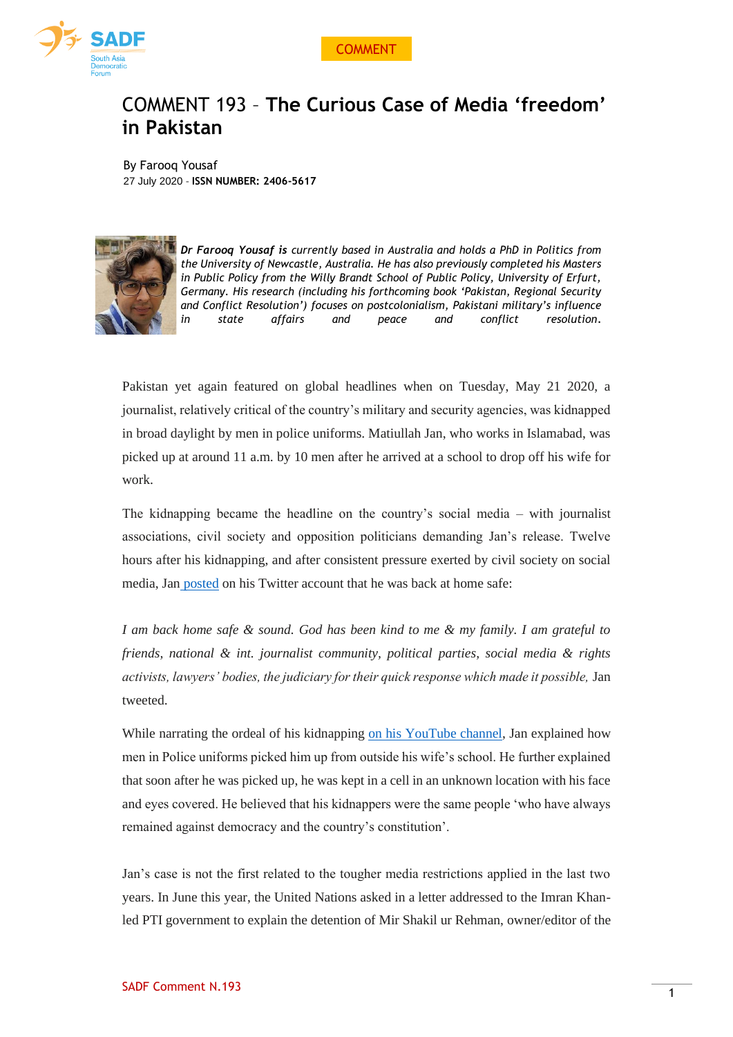COMMENT

# COMMENT 193 – The Curious Case of Media 'freedom' in Pakistan

By Farooq Yousaf
27 July 2020 - **ISSN NUMBER: 2406-5617**

***Dr Farooq Yousaf is** currently based in Australia and holds a PhD in Politics from the University of Newcastle, Australia. He has also previously completed his Masters in Public Policy from the Willy Brandt School of Public Policy, University of Erfurt, Germany. His research (including his forthcoming book 'Pakistan, Regional Security and Conflict Resolution') focuses on postcolonialism, Pakistani military's influence in state affairs and peace and conflict resolution.*

Pakistan yet again featured on global headlines when on Tuesday, May 21 2020, a journalist, relatively critical of the country's military and security agencies, was kidnapped in broad daylight by men in police uniforms. Matiullah Jan, who works in Islamabad, was picked up at around 11 a.m. by 10 men after he arrived at a school to drop off his wife for work.

The kidnapping became the headline on the country's social media – with journalist associations, civil society and opposition politicians demanding Jan's release. Twelve hours after his kidnapping, and after consistent pressure exerted by civil society on social media, Jan posted on his Twitter account that he was back at home safe:

*I am back home safe & sound. God has been kind to me & my family. I am grateful to friends, national & int. journalist community, political parties, social media & rights activists, lawyers' bodies, the judiciary for their quick response which made it possible,* Jan tweeted.

While narrating the ordeal of his kidnapping on his YouTube channel, Jan explained how men in Police uniforms picked him up from outside his wife's school. He further explained that soon after he was picked up, he was kept in a cell in an unknown location with his face and eyes covered. He believed that his kidnappers were the same people 'who have always remained against democracy and the country's constitution'.

Jan's case is not the first related to the tougher media restrictions applied in the last two years. In June this year, the United Nations asked in a letter addressed to the Imran Khan-led PTI government to explain the detention of Mir Shakil ur Rehman, owner/editor of the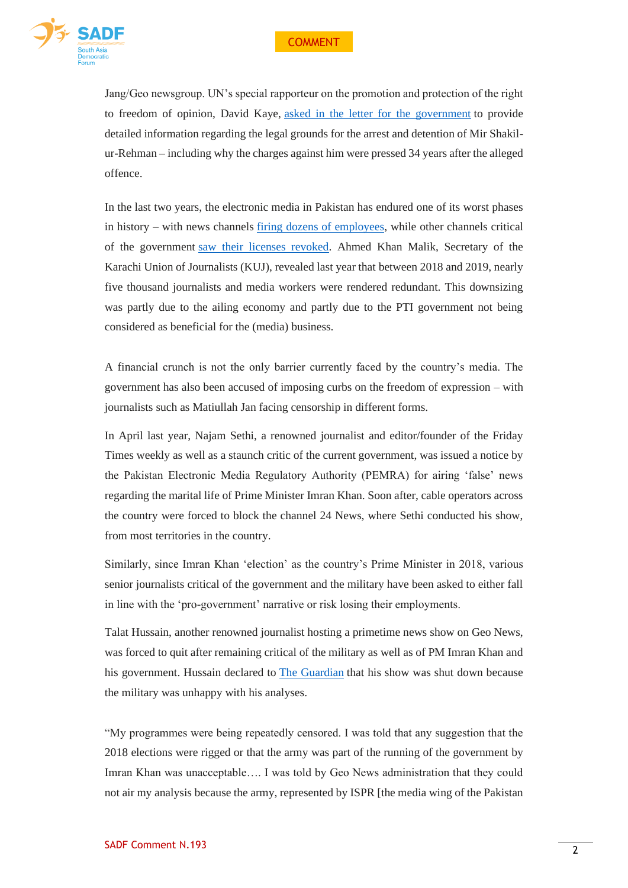Jang/Geo newsgroup. UN's special rapporteur on the promotion and protection of the right to freedom of opinion, David Kaye, asked in the letter for the government to provide detailed information regarding the legal grounds for the arrest and detention of Mir Shakil-ur-Rehman – including why the charges against him were pressed 34 years after the alleged offence.

In the last two years, the electronic media in Pakistan has endured one of its worst phases in history – with news channels firing dozens of employees, while other channels critical of the government saw their licenses revoked. Ahmed Khan Malik, Secretary of the Karachi Union of Journalists (KUJ), revealed last year that between 2018 and 2019, nearly five thousand journalists and media workers were rendered redundant. This downsizing was partly due to the ailing economy and partly due to the PTI government not being considered as beneficial for the (media) business.

A financial crunch is not the only barrier currently faced by the country's media. The government has also been accused of imposing curbs on the freedom of expression – with journalists such as Matiullah Jan facing censorship in different forms.

In April last year, Najam Sethi, a renowned journalist and editor/founder of the Friday Times weekly as well as a staunch critic of the current government, was issued a notice by the Pakistan Electronic Media Regulatory Authority (PEMRA) for airing 'false' news regarding the marital life of Prime Minister Imran Khan. Soon after, cable operators across the country were forced to block the channel 24 News, where Sethi conducted his show, from most territories in the country.

Similarly, since Imran Khan 'election' as the country's Prime Minister in 2018, various senior journalists critical of the government and the military have been asked to either fall in line with the 'pro-government' narrative or risk losing their employments.

Talat Hussain, another renowned journalist hosting a primetime news show on Geo News, was forced to quit after remaining critical of the military as well as of PM Imran Khan and his government. Hussain declared to The Guardian that his show was shut down because the military was unhappy with his analyses.

"My programmes were being repeatedly censored. I was told that any suggestion that the 2018 elections were rigged or that the army was part of the running of the government by Imran Khan was unacceptable…. I was told by Geo News administration that they could not air my analysis because the army, represented by ISPR [the media wing of the Pakistan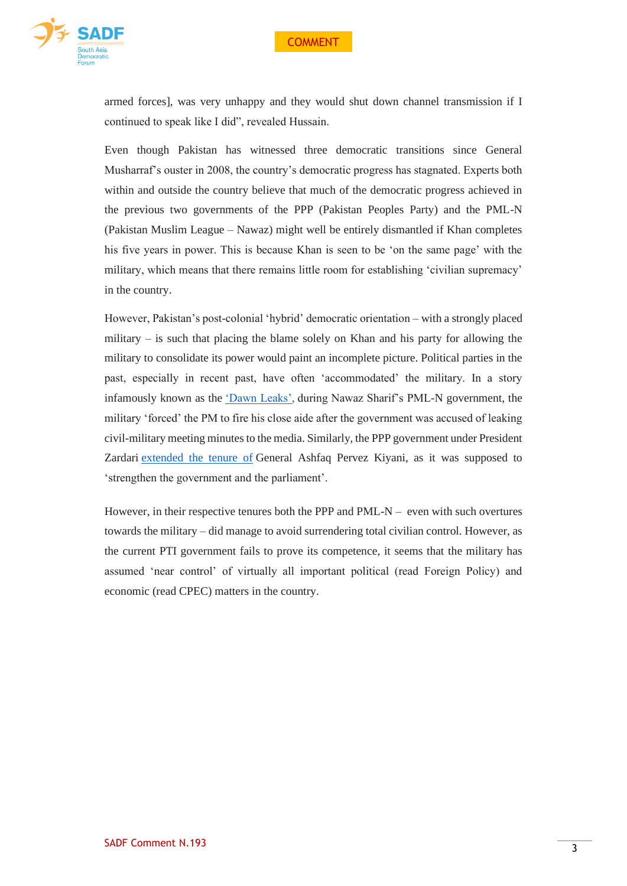armed forces], was very unhappy and they would shut down channel transmission if I continued to speak like I did", revealed Hussain.

Even though Pakistan has witnessed three democratic transitions since General Musharraf's ouster in 2008, the country's democratic progress has stagnated. Experts both within and outside the country believe that much of the democratic progress achieved in the previous two governments of the PPP (Pakistan Peoples Party) and the PML-N (Pakistan Muslim League – Nawaz) might well be entirely dismantled if Khan completes his five years in power. This is because Khan is seen to be 'on the same page' with the military, which means that there remains little room for establishing 'civilian supremacy' in the country.

However, Pakistan's post-colonial 'hybrid' democratic orientation – with a strongly placed military – is such that placing the blame solely on Khan and his party for allowing the military to consolidate its power would paint an incomplete picture. Political parties in the past, especially in recent past, have often 'accommodated' the military. In a story infamously known as the 'Dawn Leaks', during Nawaz Sharif's PML-N government, the military 'forced' the PM to fire his close aide after the government was accused of leaking civil-military meeting minutes to the media. Similarly, the PPP government under President Zardari extended the tenure of General Ashfaq Pervez Kiyani, as it was supposed to 'strengthen the government and the parliament'.

However, in their respective tenures both the PPP and PML-N – even with such overtures towards the military – did manage to avoid surrendering total civilian control. However, as the current PTI government fails to prove its competence, it seems that the military has assumed 'near control' of virtually all important political (read Foreign Policy) and economic (read CPEC) matters in the country.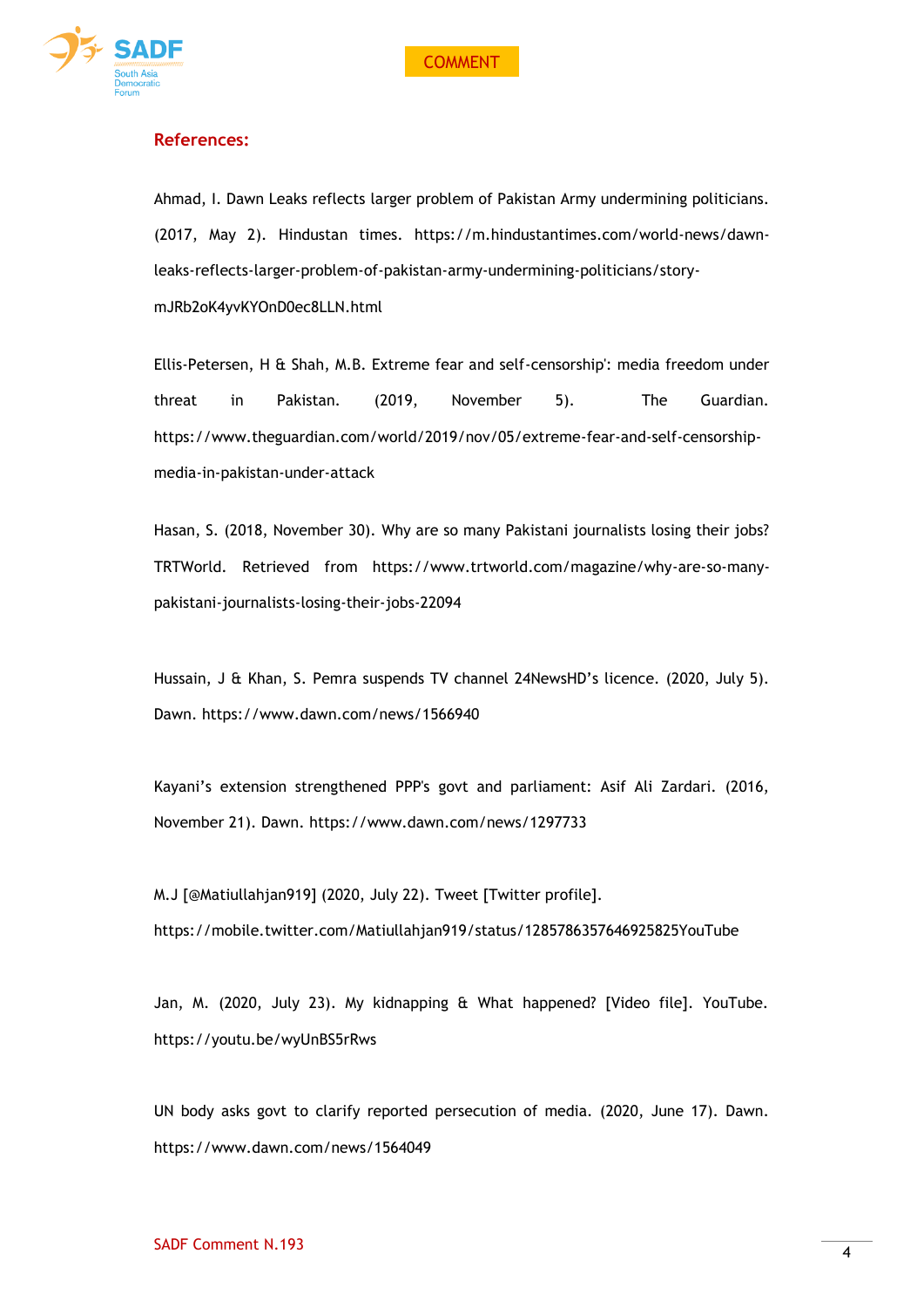## References:

Ahmad, I. Dawn Leaks reflects larger problem of Pakistan Army undermining politicians. (2017, May 2). Hindustan times. https://m.hindustantimes.com/world-news/dawn-leaks-reflects-larger-problem-of-pakistan-army-undermining-politicians/story-mJRb2oK4yvKYOnD0ec8LLN.html

Ellis-Petersen, H & Shah, M.B. Extreme fear and self-censorship': media freedom under threat in Pakistan. (2019, November 5). The Guardian. https://www.theguardian.com/world/2019/nov/05/extreme-fear-and-self-censorship-media-in-pakistan-under-attack

Hasan, S. (2018, November 30). Why are so many Pakistani journalists losing their jobs? TRTWorld. Retrieved from https://www.trtworld.com/magazine/why-are-so-many-pakistani-journalists-losing-their-jobs-22094

Hussain, J & Khan, S. Pemra suspends TV channel 24NewsHD's licence. (2020, July 5). Dawn. https://www.dawn.com/news/1566940

Kayani's extension strengthened PPP's govt and parliament: Asif Ali Zardari. (2016, November 21). Dawn. https://www.dawn.com/news/1297733

M.J [@Matiullahjan919] (2020, July 22). Tweet [Twitter profile]. https://mobile.twitter.com/Matiullahjan919/status/1285786357646925825YouTube

Jan, M. (2020, July 23). My kidnapping & What happened? [Video file]. YouTube. https://youtu.be/wyUnBS5rRws

UN body asks govt to clarify reported persecution of media. (2020, June 17). Dawn. https://www.dawn.com/news/1564049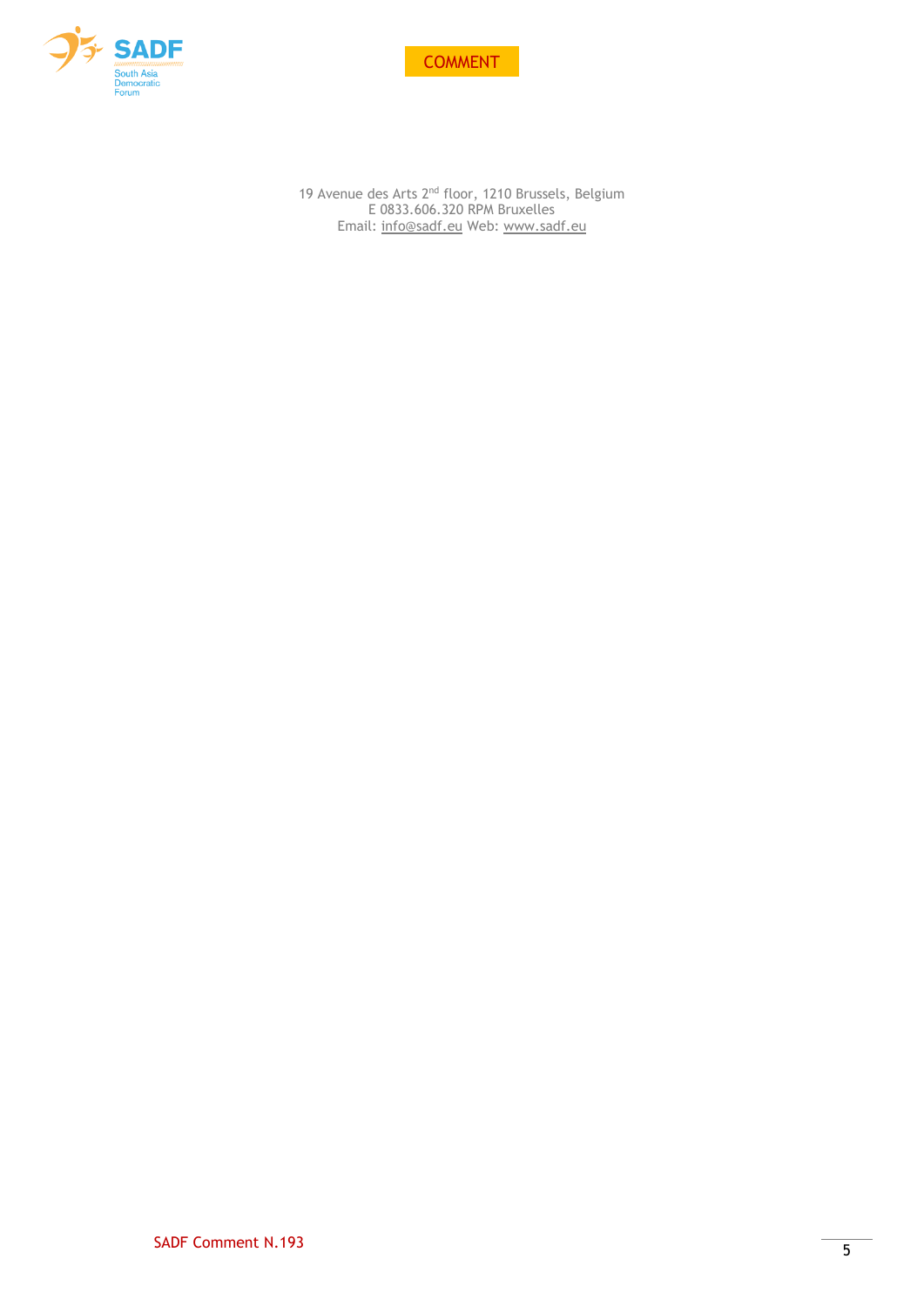19 Avenue des Arts 2nd floor, 1210 Brussels, Belgium
E 0833.606.320 RPM Bruxelles
Email: info@sadf.eu Web: www.sadf.eu